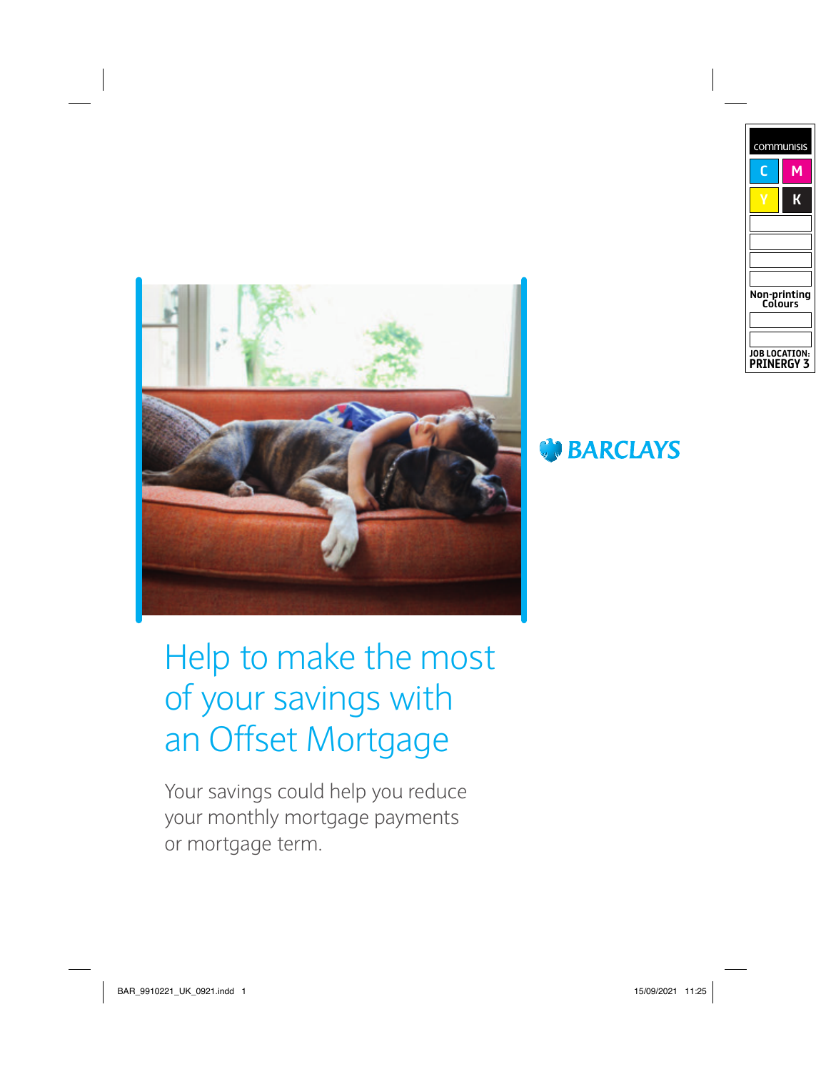BARCLAYS

# Help to make the most of your savings with an Offset Mortgage

Your savings could help you reduce your monthly mortgage payments or mortgage term.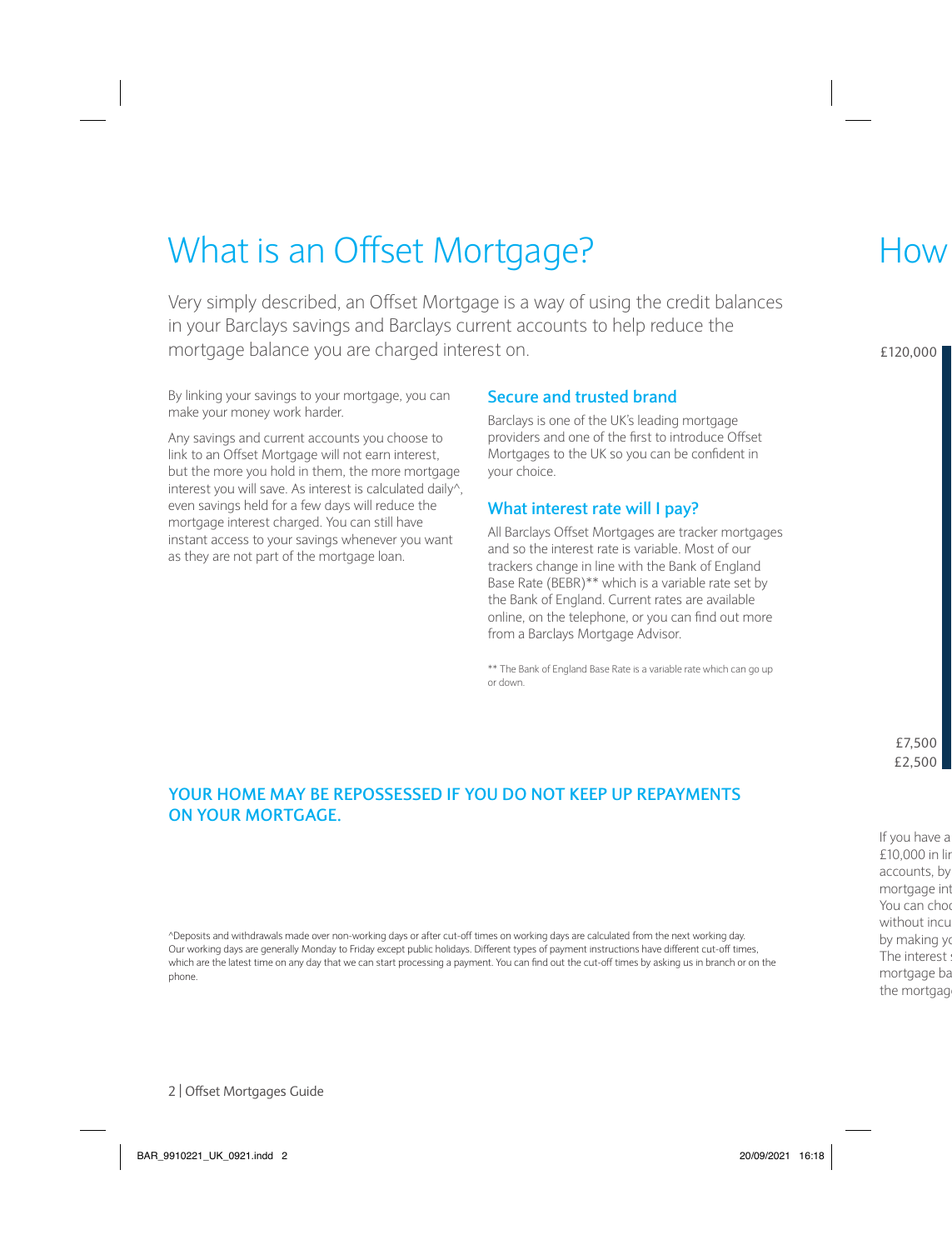# What is an Offset Mortgage?

Very simply described, an Offset Mortgage is a way of using the credit balances in your Barclays savings and Barclays current accounts to help reduce the mortgage balance you are charged interest on.

By linking your savings to your mortgage, you can make your money work harder.

Any savings and current accounts you choose to link to an Offset Mortgage will not earn interest, but the more you hold in them, the more mortgage interest you will save. As interest is calculated daily^, even savings held for a few days will reduce the mortgage interest charged. You can still have instant access to your savings whenever you want as they are not part of the mortgage loan.

## Secure and trusted brand

Barclays is one of the UK's leading mortgage providers and one of the first to introduce Offset Mortgages to the UK so you can be confident in your choice.

## What interest rate will I pay?

All Barclays Offset Mortgages are tracker mortgages and so the interest rate is variable. Most of our trackers change in line with the Bank of England Base Rate (BEBR)** which is a variable rate set by the Bank of England. Current rates are available online, on the telephone, or you can find out more from a Barclays Mortgage Advisor.

** The Bank of England Base Rate is a variable rate which can go up or down.

**YOUR HOME MAY BE REPOSSESSED IF YOU DO NOT KEEP UP REPAYMENTS ON YOUR MORTGAGE.**

^Deposits and withdrawals made over non-working days or after cut-off times on working days are calculated from the next working day. Our working days are generally Monday to Friday except public holidays. Different types of payment instructions have different cut-off times, which are the latest time on any day that we can start processing a payment. You can find out the cut-off times by asking us in branch or on the phone.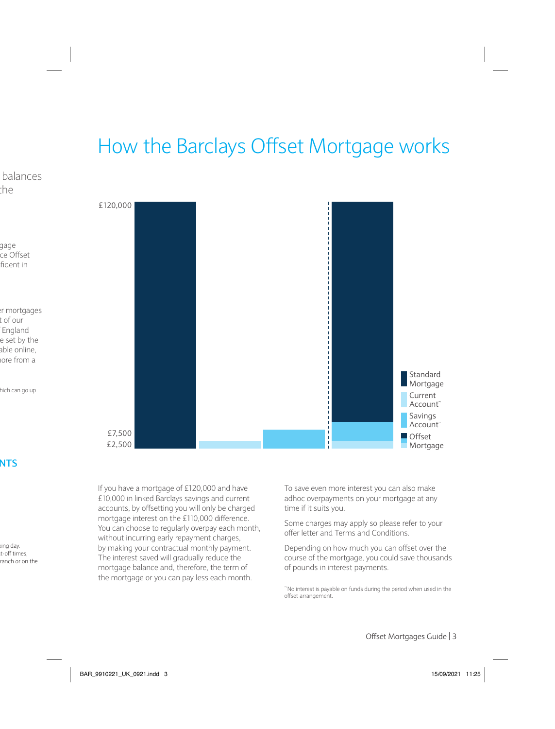# How the Barclays Offset Mortgage works

£120,000

£7,500

£2,500

Standard Mortgage

Current Account~

Savings Account~

Offset Mortgage

If you have a mortgage of £120,000 and have £10,000 in linked Barclays savings and current accounts, by offsetting you will only be charged mortgage interest on the £110,000 difference. You can choose to regularly overpay each month, without incurring early repayment charges, by making your contractual monthly payment. The interest saved will gradually reduce the mortgage balance and, therefore, the term of the mortgage or you can pay less each month.

To save even more interest you can also make adhoc overpayments on your mortgage at any time if it suits you.

Some charges may apply so please refer to your offer letter and Terms and Conditions.

Depending on how much you can offset over the course of the mortgage, you could save thousands of pounds in interest payments.

~No interest is payable on funds during the period when used in the offset arrangement.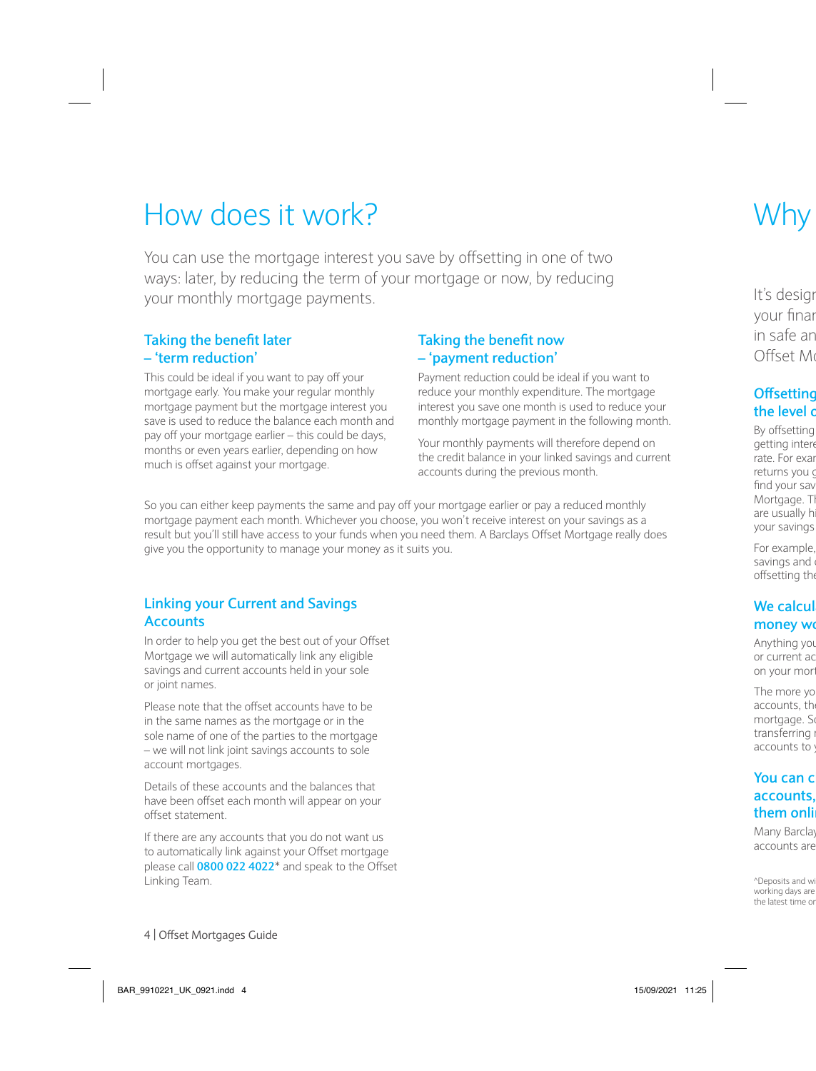# How does it work?

You can use the mortgage interest you save by offsetting in one of two ways: later, by reducing the term of your mortgage or now, by reducing your monthly mortgage payments.

### Taking the benefit later – 'term reduction'

This could be ideal if you want to pay off your mortgage early. You make your regular monthly mortgage payment but the mortgage interest you save is used to reduce the balance each month and pay off your mortgage earlier – this could be days, months or even years earlier, depending on how much is offset against your mortgage.

### Taking the benefit now – 'payment reduction'

Payment reduction could be ideal if you want to reduce your monthly expenditure. The mortgage interest you save one month is used to reduce your monthly mortgage payment in the following month.

Your monthly payments will therefore depend on the credit balance in your linked savings and current accounts during the previous month.

So you can either keep payments the same and pay off your mortgage earlier or pay a reduced monthly mortgage payment each month. Whichever you choose, you won't receive interest on your savings as a result but you'll still have access to your funds when you need them. A Barclays Offset Mortgage really does give you the opportunity to manage your money as it suits you.

### Linking your Current and Savings Accounts

In order to help you get the best out of your Offset Mortgage we will automatically link any eligible savings and current accounts held in your sole or joint names.

Please note that the offset accounts have to be in the same names as the mortgage or in the sole name of one of the parties to the mortgage – we will not link joint savings accounts to sole account mortgages.

Details of these accounts and the balances that have been offset each month will appear on your offset statement.

If there are any accounts that you do not want us to automatically link against your Offset mortgage please call **0800 022 4022*** and speak to the Offset Linking Team.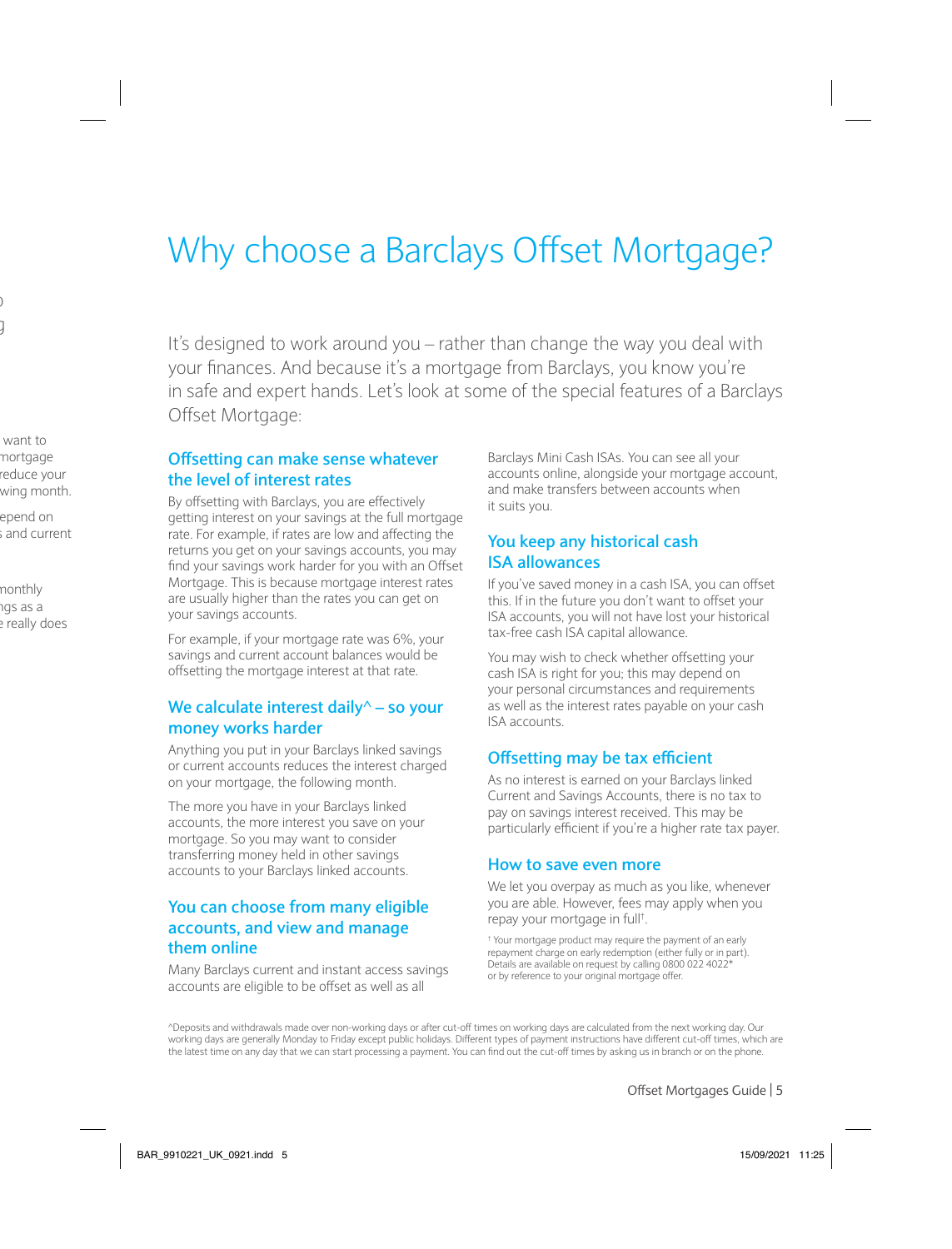# Why choose a Barclays Offset Mortgage?

It's designed to work around you – rather than change the way you deal with your finances. And because it's a mortgage from Barclays, you know you're in safe and expert hands. Let's look at some of the special features of a Barclays Offset Mortgage:

## Offsetting can make sense whatever the level of interest rates

By offsetting with Barclays, you are effectively getting interest on your savings at the full mortgage rate. For example, if rates are low and affecting the returns you get on your savings accounts, you may find your savings work harder for you with an Offset Mortgage. This is because mortgage interest rates are usually higher than the rates you can get on your savings accounts.

For example, if your mortgage rate was 6%, your savings and current account balances would be offsetting the mortgage interest at that rate.

## We calculate interest daily^ – so your money works harder

Anything you put in your Barclays linked savings or current accounts reduces the interest charged on your mortgage, the following month.

The more you have in your Barclays linked accounts, the more interest you save on your mortgage. So you may want to consider transferring money held in other savings accounts to your Barclays linked accounts.

## You can choose from many eligible accounts, and view and manage them online

Many Barclays current and instant access savings accounts are eligible to be offset as well as all Barclays Mini Cash ISAs. You can see all your accounts online, alongside your mortgage account, and make transfers between accounts when it suits you.

## You keep any historical cash ISA allowances

If you've saved money in a cash ISA, you can offset this. If in the future you don't want to offset your ISA accounts, you will not have lost your historical tax-free cash ISA capital allowance.

You may wish to check whether offsetting your cash ISA is right for you; this may depend on your personal circumstances and requirements as well as the interest rates payable on your cash ISA accounts.

## Offsetting may be tax efficient

As no interest is earned on your Barclays linked Current and Savings Accounts, there is no tax to pay on savings interest received. This may be particularly efficient if you're a higher rate tax payer.

## How to save even more

We let you overpay as much as you like, whenever you are able. However, fees may apply when you repay your mortgage in full†.

† Your mortgage product may require the payment of an early repayment charge on early redemption (either fully or in part). Details are available on request by calling 0800 022 4022* or by reference to your original mortgage offer.

^Deposits and withdrawals made over non-working days or after cut-off times on working days are calculated from the next working day. Our working days are generally Monday to Friday except public holidays. Different types of payment instructions have different cut-off times, which are the latest time on any day that we can start processing a payment. You can find out the cut-off times by asking us in branch or on the phone.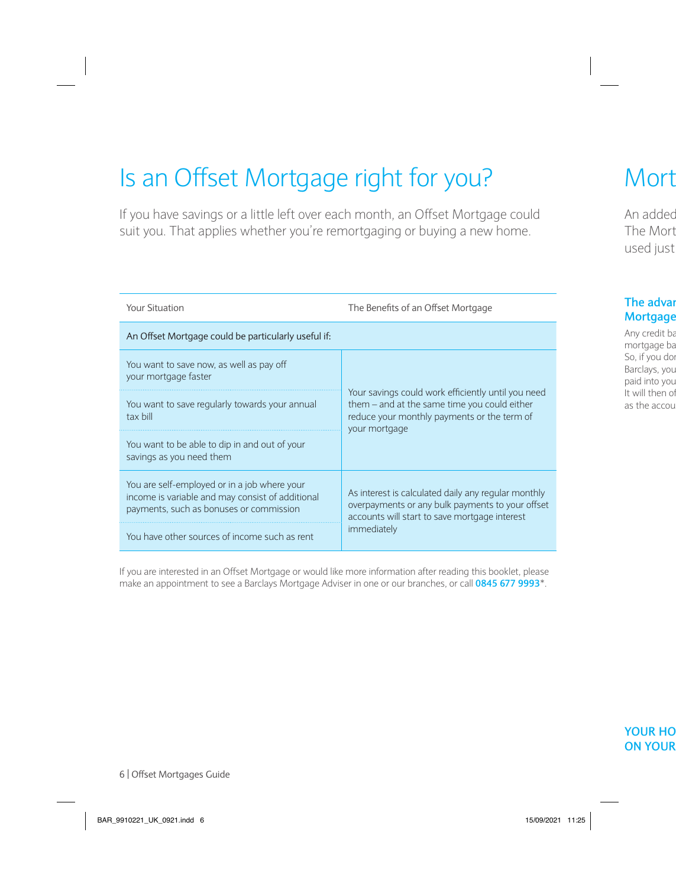# Is an Offset Mortgage right for you?

If you have savings or a little left over each month, an Offset Mortgage could suit you. That applies whether you're remortgaging or buying a new home.

| Your Situation | The Benefits of an Offset Mortgage |
|---|---|
| An Offset Mortgage could be particularly useful if: | |
| You want to save now, as well as pay off your mortgage faster | Your savings could work efficiently until you need them – and at the same time you could either reduce your monthly payments or the term of your mortgage |
| You want to save regularly towards your annual tax bill | |
| You want to be able to dip in and out of your savings as you need them | |
| You are self-employed or in a job where your income is variable and may consist of additional payments, such as bonuses or commission | As interest is calculated daily any regular monthly overpayments or any bulk payments to your offset accounts will start to save mortgage interest immediately |
| You have other sources of income such as rent | |

If you are interested in an Offset Mortgage or would like more information after reading this booklet, please make an appointment to see a Barclays Mortgage Adviser in one or our branches, or call **0845 677 9993***.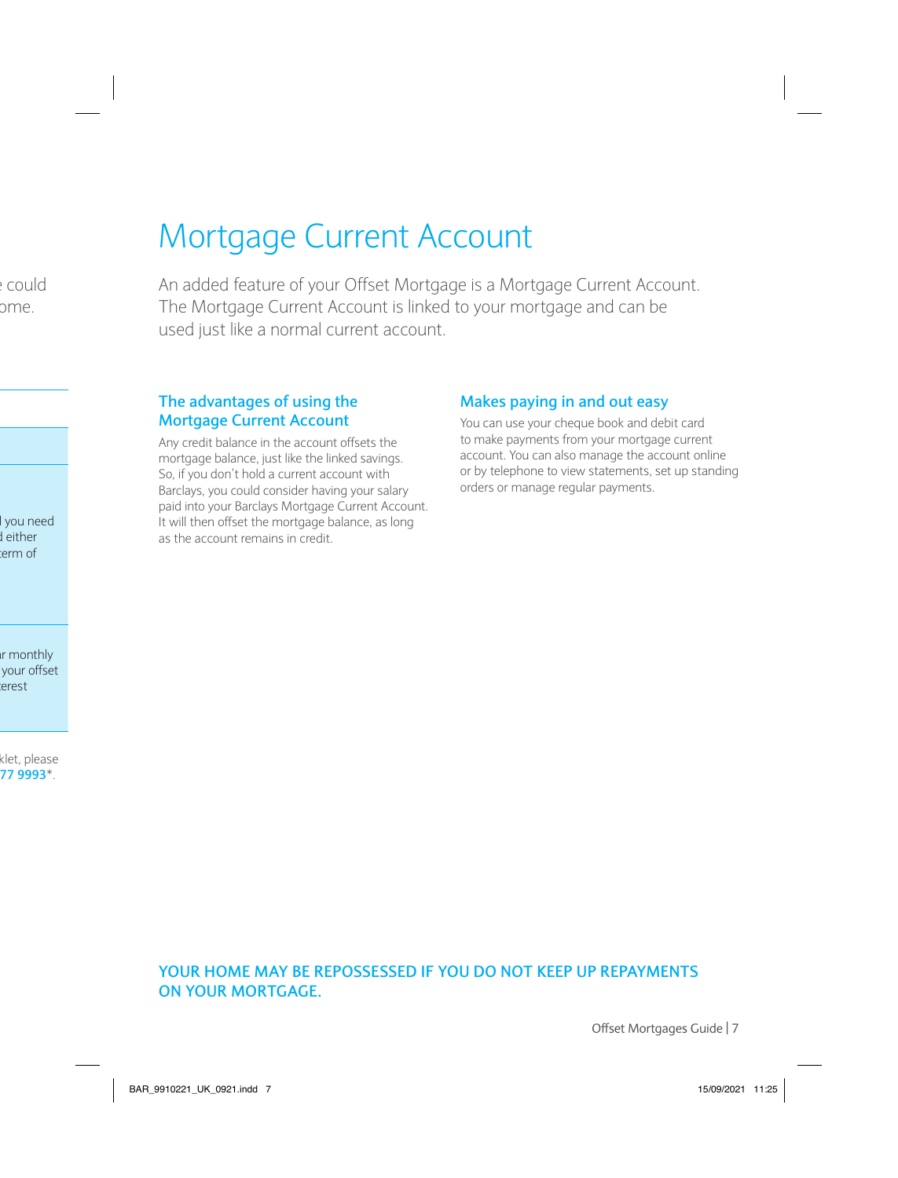# Mortgage Current Account

An added feature of your Offset Mortgage is a Mortgage Current Account. The Mortgage Current Account is linked to your mortgage and can be used just like a normal current account.

## The advantages of using the Mortgage Current Account

Any credit balance in the account offsets the mortgage balance, just like the linked savings. So, if you don't hold a current account with Barclays, you could consider having your salary paid into your Barclays Mortgage Current Account. It will then offset the mortgage balance, as long as the account remains in credit.

## Makes paying in and out easy

You can use your cheque book and debit card to make payments from your mortgage current account. You can also manage the account online or by telephone to view statements, set up standing orders or manage regular payments.

**YOUR HOME MAY BE REPOSSESSED IF YOU DO NOT KEEP UP REPAYMENTS ON YOUR MORTGAGE.**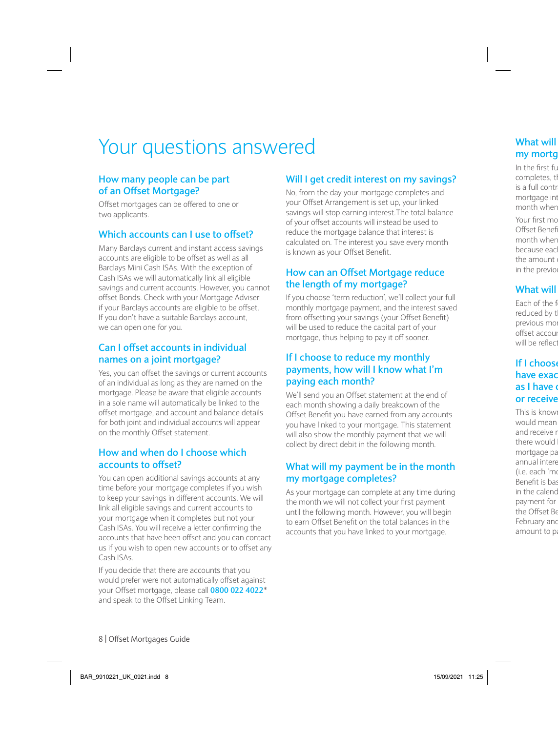# Your questions answered

## How many people can be part of an Offset Mortgage?

Offset mortgages can be offered to one or two applicants.

## Which accounts can I use to offset?

Many Barclays current and instant access savings accounts are eligible to be offset as well as all Barclays Mini Cash ISAs. With the exception of Cash ISAs we will automatically link all eligible savings and current accounts. However, you cannot offset Bonds. Check with your Mortgage Adviser if your Barclays accounts are eligible to be offset. If you don't have a suitable Barclays account, we can open one for you.

## Can I offset accounts in individual names on a joint mortgage?

Yes, you can offset the savings or current accounts of an individual as long as they are named on the mortgage. Please be aware that eligible accounts in a sole name will automatically be linked to the offset mortgage, and account and balance details for both joint and individual accounts will appear on the monthly Offset statement.

## How and when do I choose which accounts to offset?

You can open additional savings accounts at any time before your mortgage completes if you wish to keep your savings in different accounts. We will link all eligible savings and current accounts to your mortgage when it completes but not your Cash ISAs. You will receive a letter confirming the accounts that have been offset and you can contact us if you wish to open new accounts or to offset any Cash ISAs.

If you decide that there are accounts that you would prefer were not automatically offset against your Offset mortgage, please call **0800 022 4022*** and speak to the Offset Linking Team.

## Will I get credit interest on my savings?

No, from the day your mortgage completes and your Offset Arrangement is set up, your linked savings will stop earning interest. The total balance of your offset accounts will instead be used to reduce the mortgage balance that interest is calculated on. The interest you save every month is known as your Offset Benefit.

## How can an Offset Mortgage reduce the length of my mortgage?

If you choose 'term reduction', we'll collect your full monthly mortgage payment, and the interest saved from offsetting your savings (your Offset Benefit) will be used to reduce the capital part of your mortgage, thus helping to pay it off sooner.

## If I choose to reduce my monthly payments, how will I know what I'm paying each month?

We'll send you an Offset statement at the end of each month showing a daily breakdown of the Offset Benefit you have earned from any accounts you have linked to your mortgage. This statement will also show the monthly payment that we will collect by direct debit in the following month.

## What will my payment be in the month my mortgage completes?

As your mortgage can complete at any time during the month we will not collect your first payment until the following month. However, you will begin to earn Offset Benefit on the total balances in the accounts that you have linked to your mortgage.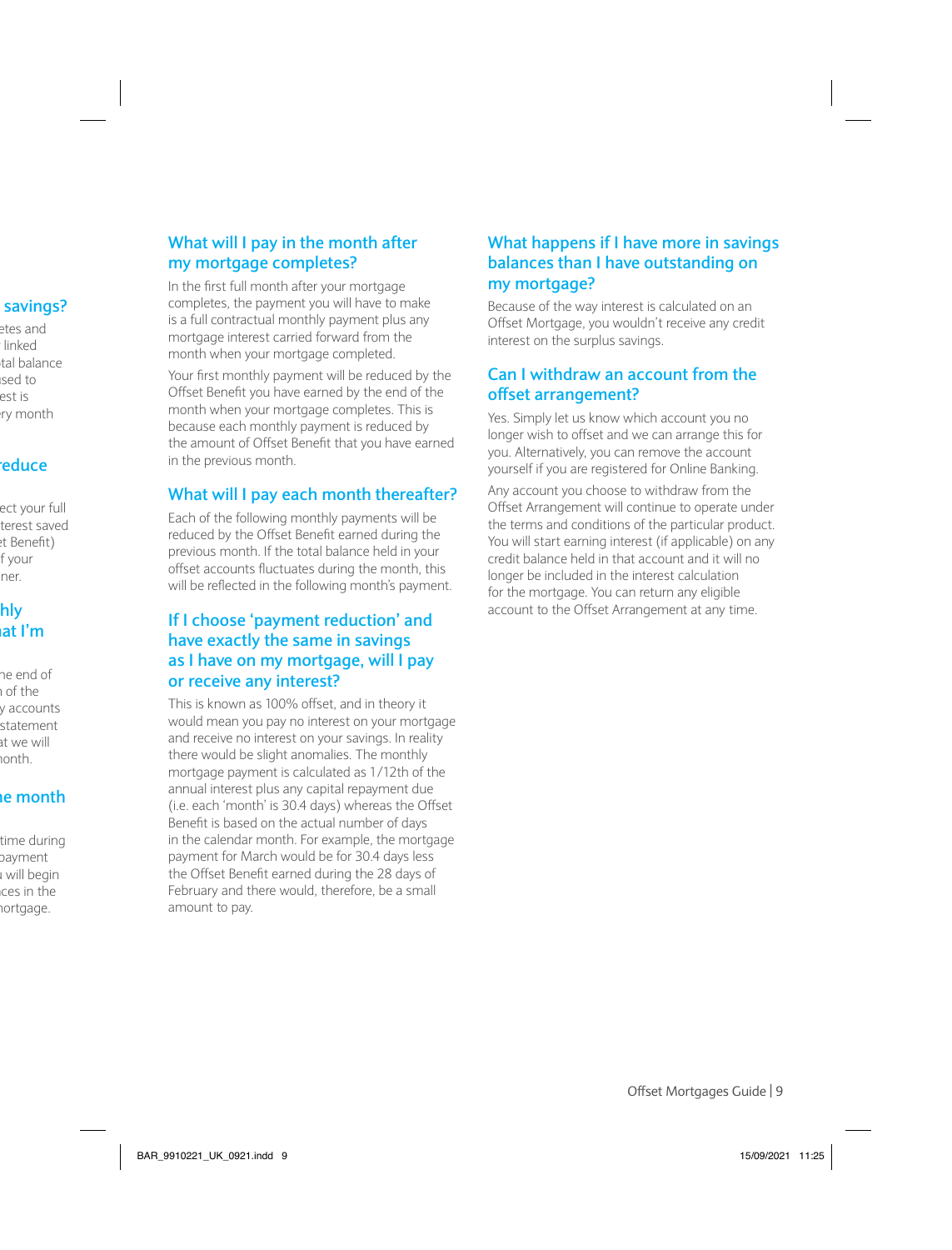## What will I pay in the month after my mortgage completes?

In the first full month after your mortgage completes, the payment you will have to make is a full contractual monthly payment plus any mortgage interest carried forward from the month when your mortgage completed.

Your first monthly payment will be reduced by the Offset Benefit you have earned by the end of the month when your mortgage completes. This is because each monthly payment is reduced by the amount of Offset Benefit that you have earned in the previous month.

## What will I pay each month thereafter?

Each of the following monthly payments will be reduced by the Offset Benefit earned during the previous month. If the total balance held in your offset accounts fluctuates during the month, this will be reflected in the following month's payment.

## If I choose 'payment reduction' and have exactly the same in savings as I have on my mortgage, will I pay or receive any interest?

This is known as 100% offset, and in theory it would mean you pay no interest on your mortgage and receive no interest on your savings. In reality there would be slight anomalies. The monthly mortgage payment is calculated as 1/12th of the annual interest plus any capital repayment due (i.e. each 'month' is 30.4 days) whereas the Offset Benefit is based on the actual number of days in the calendar month. For example, the mortgage payment for March would be for 30.4 days less the Offset Benefit earned during the 28 days of February and there would, therefore, be a small amount to pay.

## What happens if I have more in savings balances than I have outstanding on my mortgage?

Because of the way interest is calculated on an Offset Mortgage, you wouldn't receive any credit interest on the surplus savings.

## Can I withdraw an account from the offset arrangement?

Yes. Simply let us know which account you no longer wish to offset and we can arrange this for you. Alternatively, you can remove the account yourself if you are registered for Online Banking.

Any account you choose to withdraw from the Offset Arrangement will continue to operate under the terms and conditions of the particular product. You will start earning interest (if applicable) on any credit balance held in that account and it will no longer be included in the interest calculation for the mortgage. You can return any eligible account to the Offset Arrangement at any time.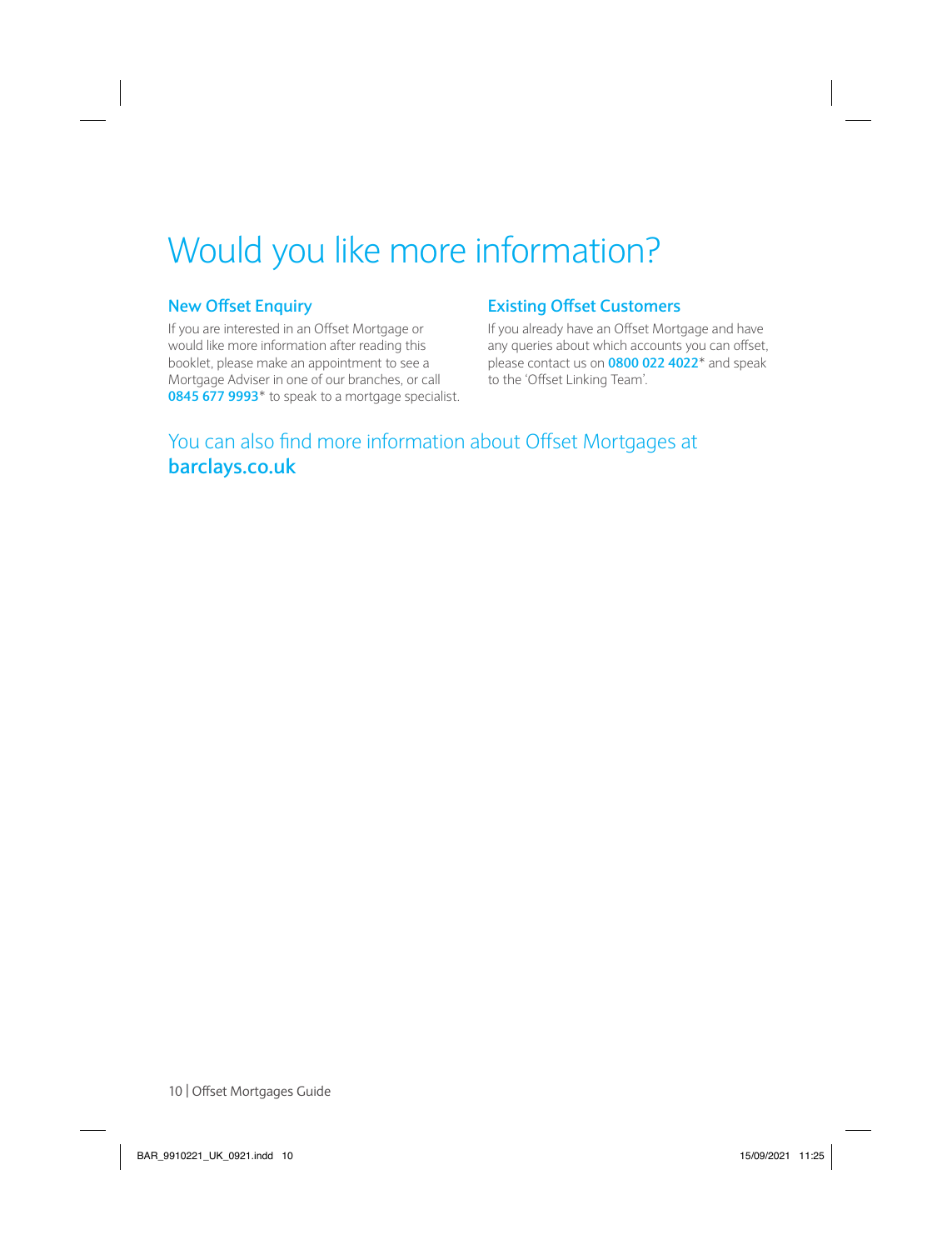# Would you like more information?

## New Offset Enquiry

If you are interested in an Offset Mortgage or would like more information after reading this booklet, please make an appointment to see a Mortgage Adviser in one of our branches, or call **0845 677 9993*** to speak to a mortgage specialist.

## Existing Offset Customers

If you already have an Offset Mortgage and have any queries about which accounts you can offset, please contact us on **0800 022 4022*** and speak to the 'Offset Linking Team'.

You can also find more information about Offset Mortgages at **barclays.co.uk**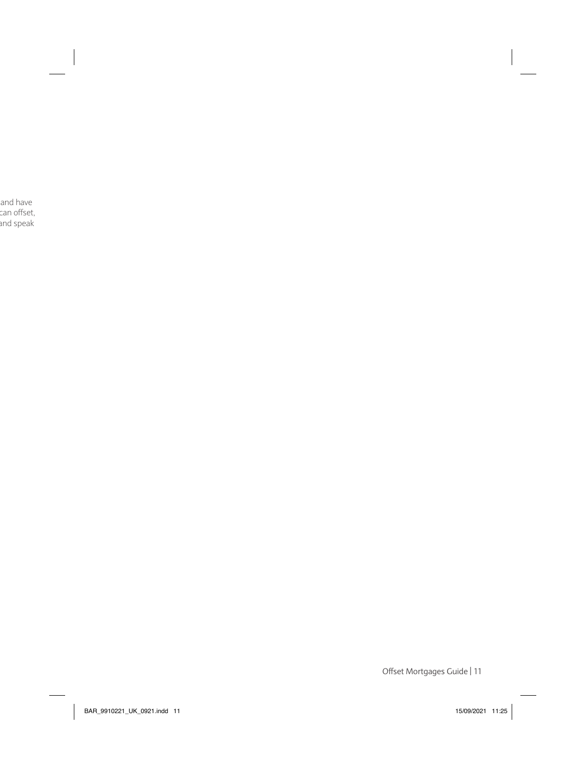and have
can offset,
and speak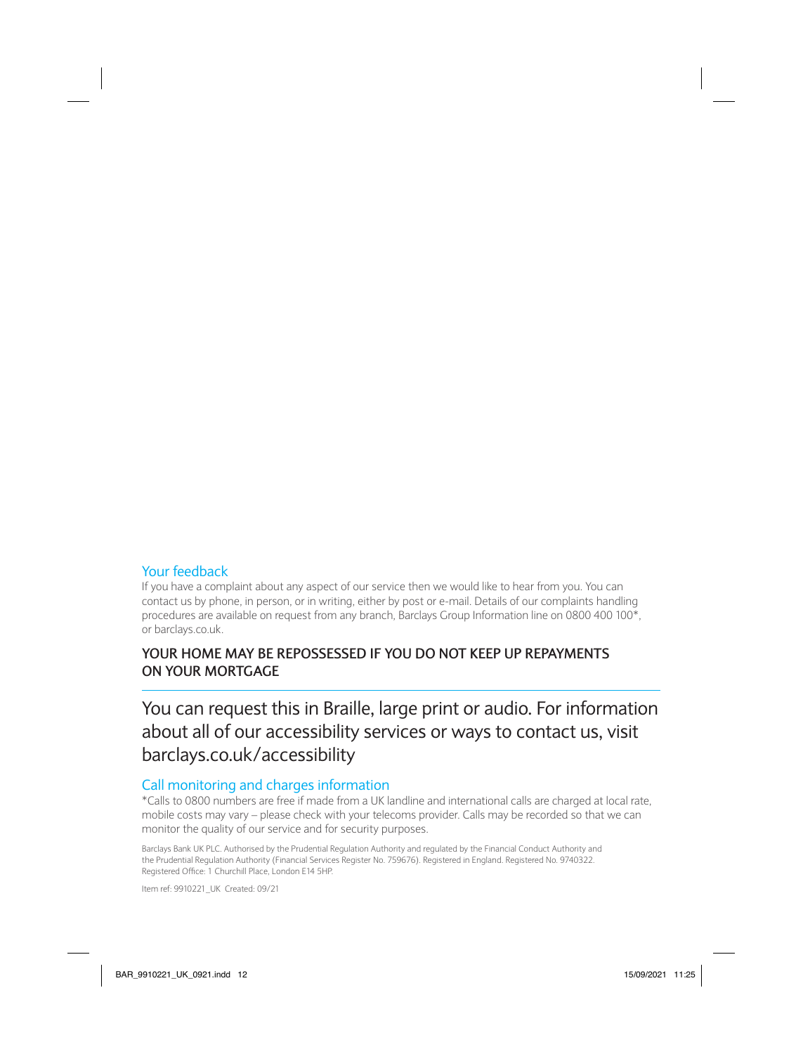## Your feedback

If you have a complaint about any aspect of our service then we would like to hear from you. You can contact us by phone, in person, or in writing, either by post or e-mail. Details of our complaints handling procedures are available on request from any branch, Barclays Group Information line on 0800 400 100*, or barclays.co.uk.

**YOUR HOME MAY BE REPOSSESSED IF YOU DO NOT KEEP UP REPAYMENTS ON YOUR MORTGAGE**

---

You can request this in Braille, large print or audio. For information about all of our accessibility services or ways to contact us, visit barclays.co.uk/accessibility

## Call monitoring and charges information

*Calls to 0800 numbers are free if made from a UK landline and international calls are charged at local rate, mobile costs may vary – please check with your telecoms provider. Calls may be recorded so that we can monitor the quality of our service and for security purposes.

Barclays Bank UK PLC. Authorised by the Prudential Regulation Authority and regulated by the Financial Conduct Authority and the Prudential Regulation Authority (Financial Services Register No. 759676). Registered in England. Registered No. 9740322. Registered Office: 1 Churchill Place, London E14 5HP.

Item ref: 9910221_UK Created: 09/21